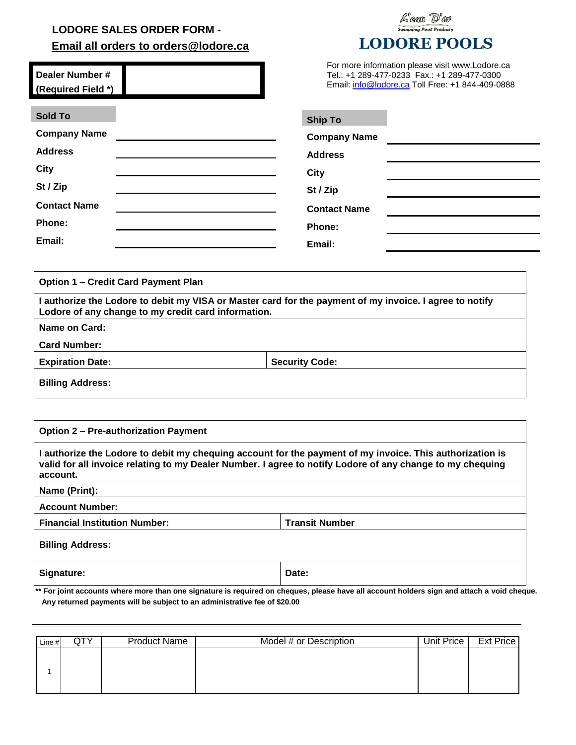## LODORE SALES ORDER FORM -

**Email all orders to orders@lodore.ca**

L'eau D'or
Swimming Pool Products

# LODORE POOLS

For more information please visit www.Lodore.ca
Tel.: +1 289-477-0233 Fax.: +1 289-477-0300
Email: info@lodore.ca Toll Free: +1 844-409-0888

| Dealer Number # (Required Field *) | |
|---|---|

**Sold To**

| | |
|---|---|
| **Company Name** | |
| **Address** | |
| **City** | |
| **St / Zip** | |
| **Contact Name** | |
| **Phone:** | |
| **Email:** | |

**Ship To**

| | |
|---|---|
| **Company Name** | |
| **Address** | |
| **City** | |
| **St / Zip** | |
| **Contact Name** | |
| **Phone:** | |
| **Email:** | |

| **Option 1 – Credit Card Payment Plan** | |
|---|---|
| **I authorize the Lodore to debit my VISA or Master card for the payment of my invoice. I agree to notify Lodore of any change to my credit card information.** | |
| **Name on Card:** | |
| **Card Number:** | |
| **Expiration Date:** | **Security Code:** |
| **Billing Address:** | |

| **Option 2 – Pre-authorization Payment** | |
|---|---|
| **I authorize the Lodore to debit my chequing account for the payment of my invoice. This authorization is valid for all invoice relating to my Dealer Number. I agree to notify Lodore of any change to my chequing account.** | |
| **Name (Print):** | |
| **Account Number:** | |
| **Financial Institution Number:** | **Transit Number** |
| **Billing Address:** | |
| **Signature:** | **Date:** |

**** For joint accounts where more than one signature is required on cheques, please have all account holders sign and attach a void cheque. Any returned payments will be subject to an administrative fee of $20.00**

| Line # | QTY | Product Name | Model # or Description | Unit Price | Ext Price |
|---|---|---|---|---|---|
| 1 | | | | | |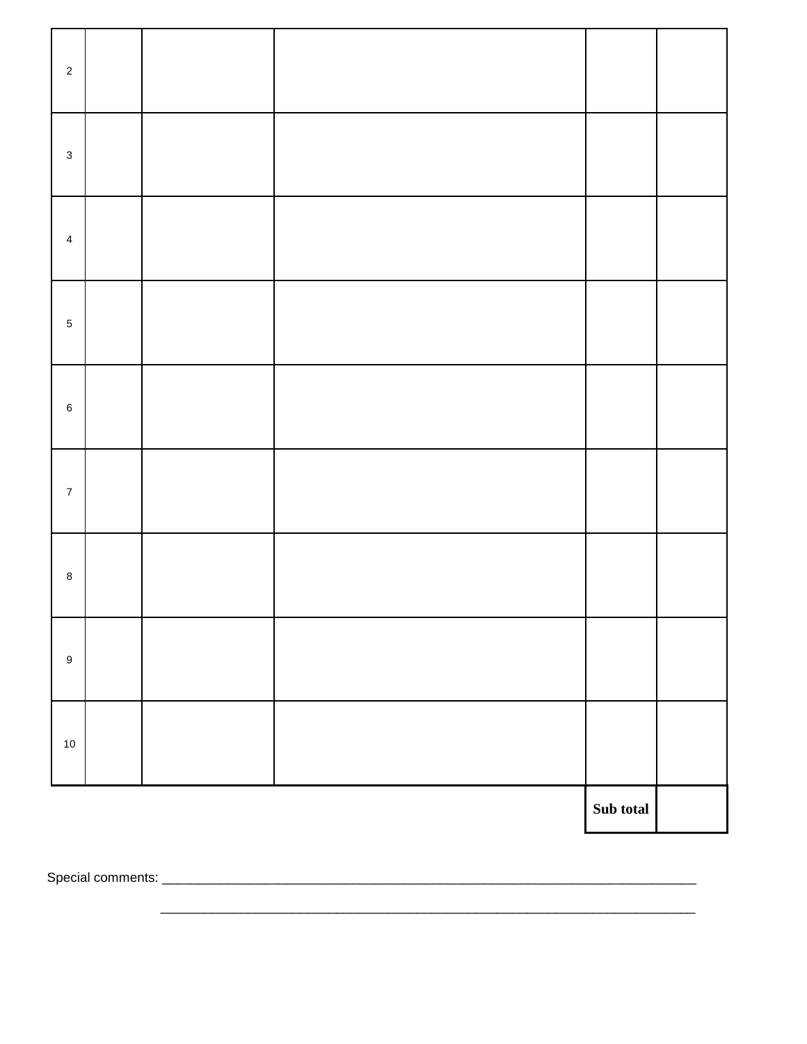| | | | | | |
|---|---|---|---|---|---|
| 2 | | | | | |
| 3 | | | | | |
| 4 | | | | | |
| 5 | | | | | |
| 6 | | | | | |
| 7 | | | | | |
| 8 | | | | | |
| 9 | | | | | |
| 10 | | | | | |
| | | | | **Sub total** | |

Special comments: ___________________________________________________________________________

___________________________________________________________________________